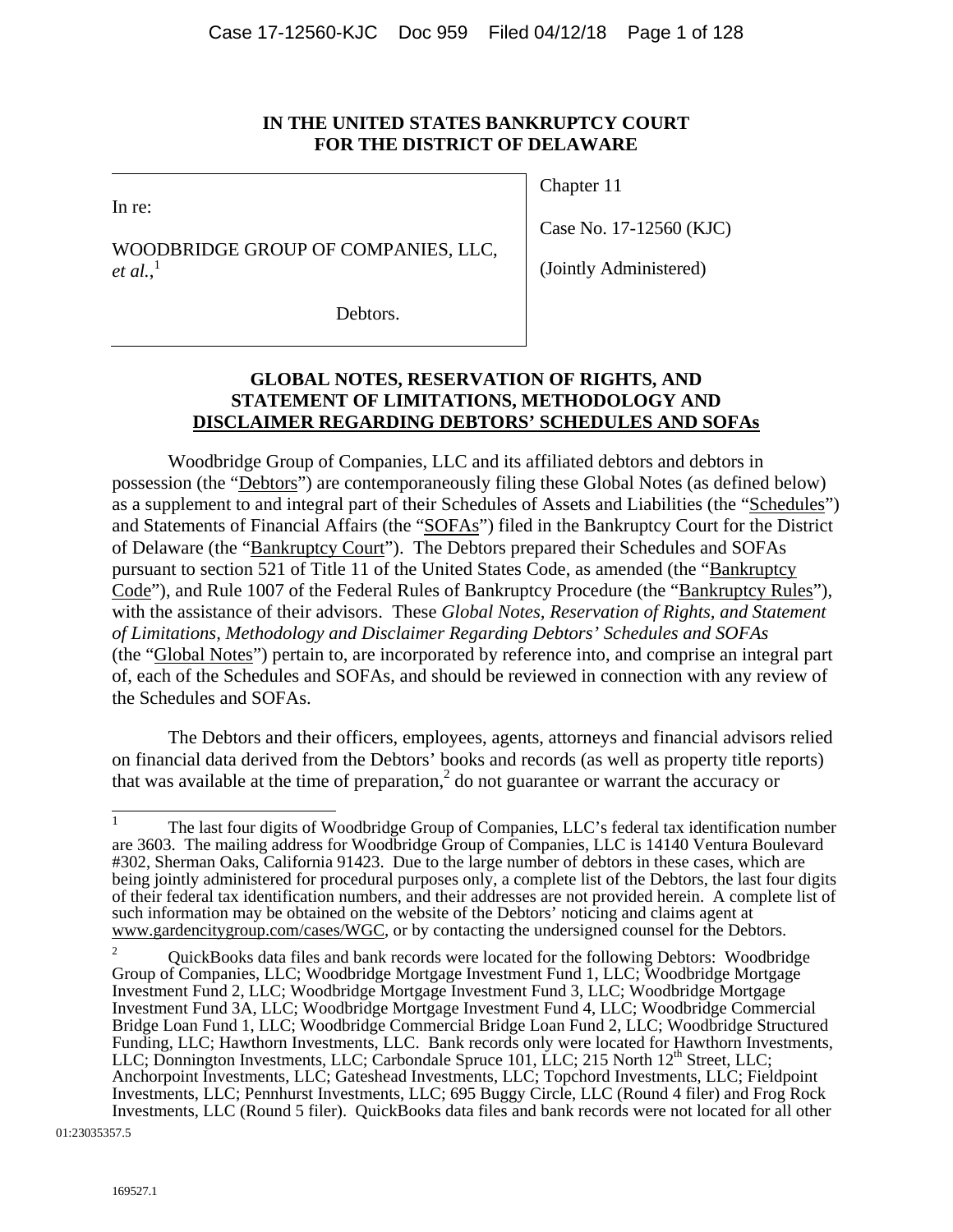**IN THE UNITED STATES BANKRUPTCY COURT**
**FOR THE DISTRICT OF DELAWARE**

| | |
|---|---|
| In re:<br><br>WOODBRIDGE GROUP OF COMPANIES, LLC, *et al.*,[1]<br><br>Debtors. | Chapter 11<br><br>Case No. 17-12560 (KJC)<br><br>(Jointly Administered) |

**GLOBAL NOTES, RESERVATION OF RIGHTS, AND STATEMENT OF LIMITATIONS, METHODOLOGY AND <u>DISCLAIMER REGARDING DEBTORS' SCHEDULES AND SOFAs</u>**

Woodbridge Group of Companies, LLC and its affiliated debtors and debtors in possession (the "<u>Debtors</u>") are contemporaneously filing these Global Notes (as defined below) as a supplement to and integral part of their Schedules of Assets and Liabilities (the "<u>Schedules</u>") and Statements of Financial Affairs (the "<u>SOFAs</u>") filed in the Bankruptcy Court for the District of Delaware (the "<u>Bankruptcy Court</u>"). The Debtors prepared their Schedules and SOFAs pursuant to section 521 of Title 11 of the United States Code, as amended (the "<u>Bankruptcy Code</u>"), and Rule 1007 of the Federal Rules of Bankruptcy Procedure (the "<u>Bankruptcy Rules</u>"), with the assistance of their advisors. These *Global Notes, Reservation of Rights, and Statement of Limitations, Methodology and Disclaimer Regarding Debtors' Schedules and SOFAs* (the "<u>Global Notes</u>") pertain to, are incorporated by reference into, and comprise an integral part of, each of the Schedules and SOFAs, and should be reviewed in connection with any review of the Schedules and SOFAs.

The Debtors and their officers, employees, agents, attorneys and financial advisors relied on financial data derived from the Debtors' books and records (as well as property title reports) that was available at the time of preparation,[2] do not guarantee or warrant the accuracy or

---

[1] The last four digits of Woodbridge Group of Companies, LLC's federal tax identification number are 3603. The mailing address for Woodbridge Group of Companies, LLC is 14140 Ventura Boulevard #302, Sherman Oaks, California 91423. Due to the large number of debtors in these cases, which are being jointly administered for procedural purposes only, a complete list of the Debtors, the last four digits of their federal tax identification numbers, and their addresses are not provided herein. A complete list of such information may be obtained on the website of the Debtors' noticing and claims agent at www.gardencitygroup.com/cases/WGC, or by contacting the undersigned counsel for the Debtors.

[2] QuickBooks data files and bank records were located for the following Debtors: Woodbridge Group of Companies, LLC; Woodbridge Mortgage Investment Fund 1, LLC; Woodbridge Mortgage Investment Fund 2, LLC; Woodbridge Mortgage Investment Fund 3, LLC; Woodbridge Mortgage Investment Fund 3A, LLC; Woodbridge Mortgage Investment Fund 4, LLC; Woodbridge Commercial Bridge Loan Fund 1, LLC; Woodbridge Commercial Bridge Loan Fund 2, LLC; Woodbridge Structured Funding, LLC; Hawthorn Investments, LLC. Bank records only were located for Hawthorn Investments, LLC; Donnington Investments, LLC; Carbondale Spruce 101, LLC; 215 North 12th Street, LLC; Anchorpoint Investments, LLC; Gateshead Investments, LLC; Topchord Investments, LLC; Fieldpoint Investments, LLC; Pennhurst Investments, LLC; 695 Buggy Circle, LLC (Round 4 filer) and Frog Rock Investments, LLC (Round 5 filer). QuickBooks data files and bank records were not located for all other

01:23035357.5

169527.1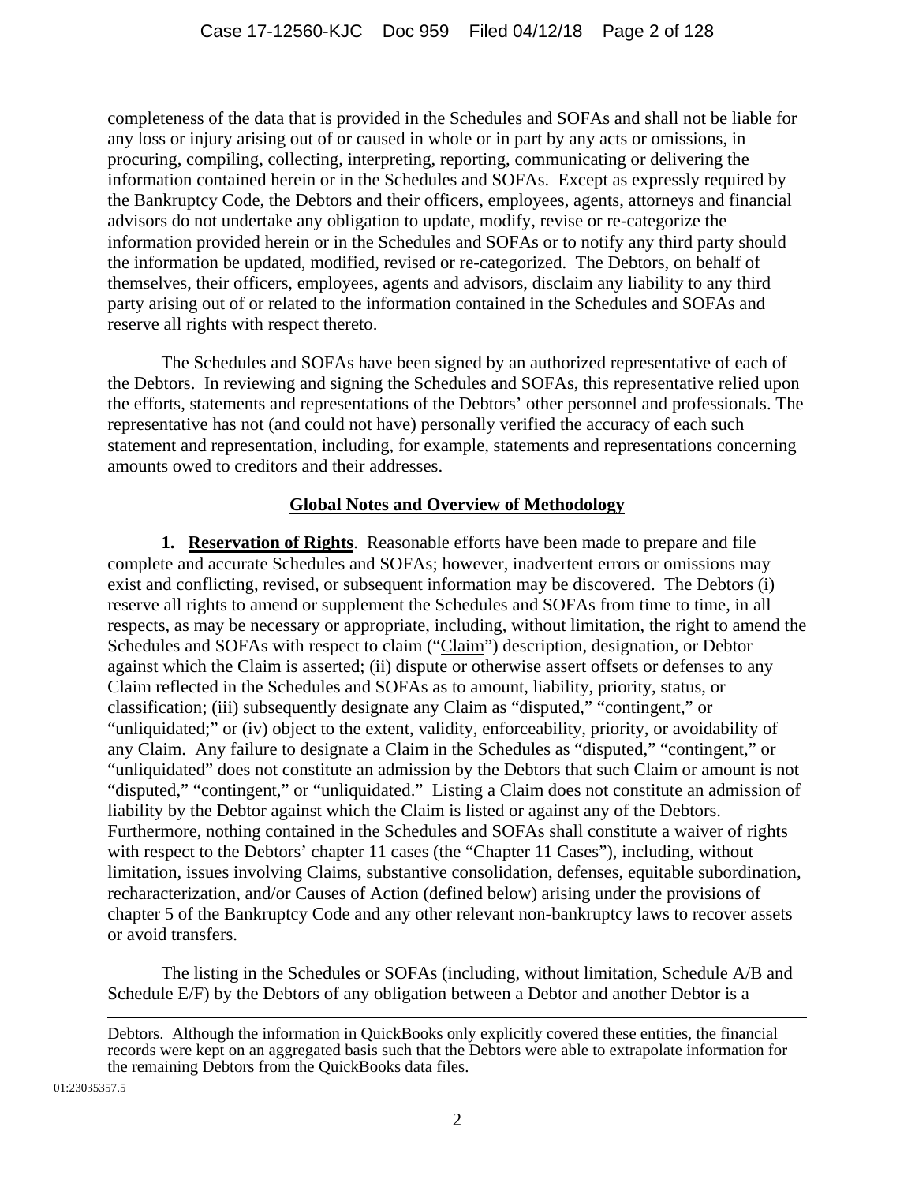completeness of the data that is provided in the Schedules and SOFAs and shall not be liable for any loss or injury arising out of or caused in whole or in part by any acts or omissions, in procuring, compiling, collecting, interpreting, reporting, communicating or delivering the information contained herein or in the Schedules and SOFAs. Except as expressly required by the Bankruptcy Code, the Debtors and their officers, employees, agents, attorneys and financial advisors do not undertake any obligation to update, modify, revise or re-categorize the information provided herein or in the Schedules and SOFAs or to notify any third party should the information be updated, modified, revised or re-categorized. The Debtors, on behalf of themselves, their officers, employees, agents and advisors, disclaim any liability to any third party arising out of or related to the information contained in the Schedules and SOFAs and reserve all rights with respect thereto.

The Schedules and SOFAs have been signed by an authorized representative of each of the Debtors. In reviewing and signing the Schedules and SOFAs, this representative relied upon the efforts, statements and representations of the Debtors' other personnel and professionals. The representative has not (and could not have) personally verified the accuracy of each such statement and representation, including, for example, statements and representations concerning amounts owed to creditors and their addresses.

## Global Notes and Overview of Methodology

**1. Reservation of Rights**. Reasonable efforts have been made to prepare and file complete and accurate Schedules and SOFAs; however, inadvertent errors or omissions may exist and conflicting, revised, or subsequent information may be discovered. The Debtors (i) reserve all rights to amend or supplement the Schedules and SOFAs from time to time, in all respects, as may be necessary or appropriate, including, without limitation, the right to amend the Schedules and SOFAs with respect to claim ("Claim") description, designation, or Debtor against which the Claim is asserted; (ii) dispute or otherwise assert offsets or defenses to any Claim reflected in the Schedules and SOFAs as to amount, liability, priority, status, or classification; (iii) subsequently designate any Claim as "disputed," "contingent," or "unliquidated;" or (iv) object to the extent, validity, enforceability, priority, or avoidability of any Claim. Any failure to designate a Claim in the Schedules as "disputed," "contingent," or "unliquidated" does not constitute an admission by the Debtors that such Claim or amount is not "disputed," "contingent," or "unliquidated." Listing a Claim does not constitute an admission of liability by the Debtor against which the Claim is listed or against any of the Debtors. Furthermore, nothing contained in the Schedules and SOFAs shall constitute a waiver of rights with respect to the Debtors' chapter 11 cases (the "Chapter 11 Cases"), including, without limitation, issues involving Claims, substantive consolidation, defenses, equitable subordination, recharacterization, and/or Causes of Action (defined below) arising under the provisions of chapter 5 of the Bankruptcy Code and any other relevant non-bankruptcy laws to recover assets or avoid transfers.

The listing in the Schedules or SOFAs (including, without limitation, Schedule A/B and Schedule E/F) by the Debtors of any obligation between a Debtor and another Debtor is a

---

Debtors. Although the information in QuickBooks only explicitly covered these entities, the financial records were kept on an aggregated basis such that the Debtors were able to extrapolate information for the remaining Debtors from the QuickBooks data files.

01:23035357.5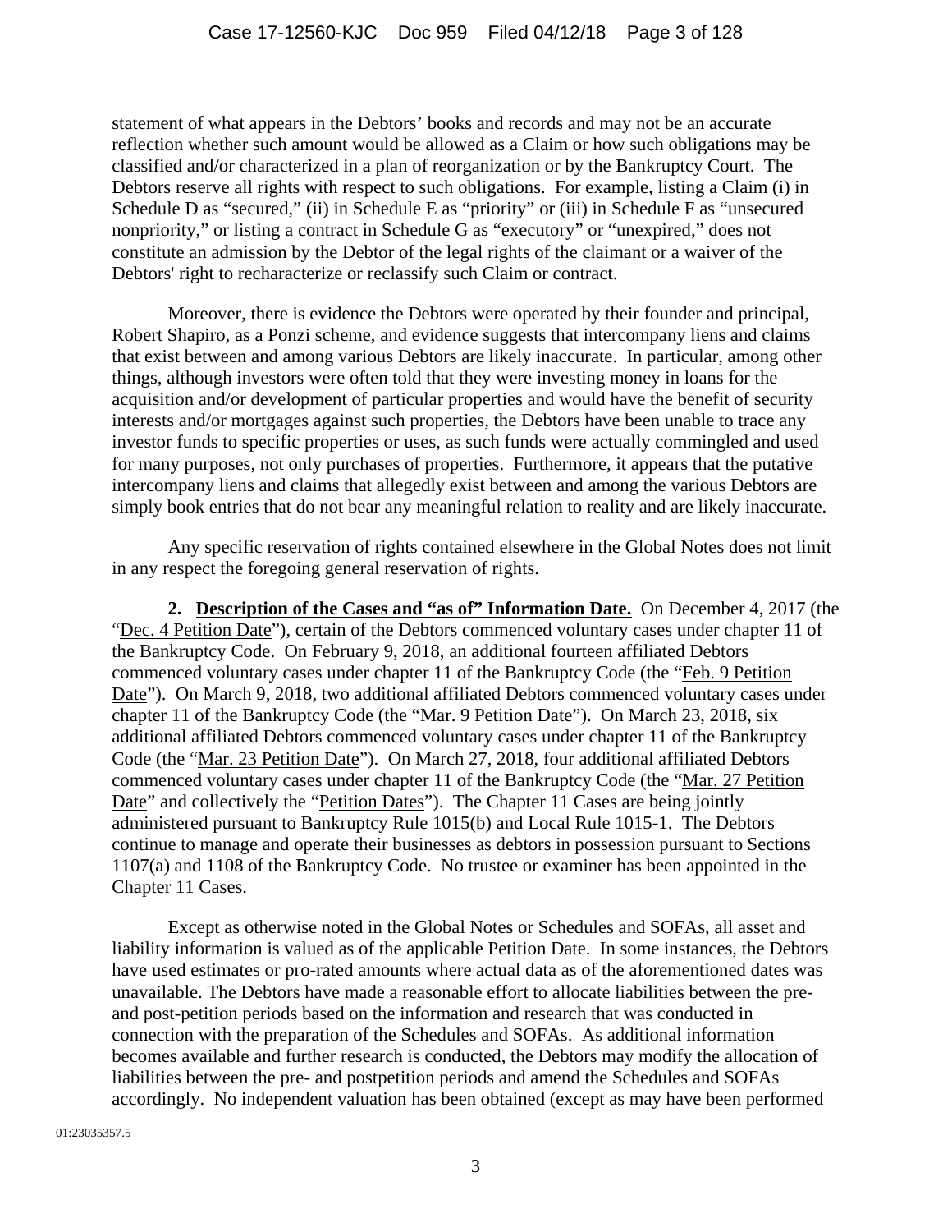statement of what appears in the Debtors' books and records and may not be an accurate reflection whether such amount would be allowed as a Claim or how such obligations may be classified and/or characterized in a plan of reorganization or by the Bankruptcy Court. The Debtors reserve all rights with respect to such obligations. For example, listing a Claim (i) in Schedule D as "secured," (ii) in Schedule E as "priority" or (iii) in Schedule F as "unsecured nonpriority," or listing a contract in Schedule G as "executory" or "unexpired," does not constitute an admission by the Debtor of the legal rights of the claimant or a waiver of the Debtors' right to recharacterize or reclassify such Claim or contract.

Moreover, there is evidence the Debtors were operated by their founder and principal, Robert Shapiro, as a Ponzi scheme, and evidence suggests that intercompany liens and claims that exist between and among various Debtors are likely inaccurate. In particular, among other things, although investors were often told that they were investing money in loans for the acquisition and/or development of particular properties and would have the benefit of security interests and/or mortgages against such properties, the Debtors have been unable to trace any investor funds to specific properties or uses, as such funds were actually commingled and used for many purposes, not only purchases of properties. Furthermore, it appears that the putative intercompany liens and claims that allegedly exist between and among the various Debtors are simply book entries that do not bear any meaningful relation to reality and are likely inaccurate.

Any specific reservation of rights contained elsewhere in the Global Notes does not limit in any respect the foregoing general reservation of rights.

**2. Description of the Cases and "as of" Information Date.** On December 4, 2017 (the "Dec. 4 Petition Date"), certain of the Debtors commenced voluntary cases under chapter 11 of the Bankruptcy Code. On February 9, 2018, an additional fourteen affiliated Debtors commenced voluntary cases under chapter 11 of the Bankruptcy Code (the "Feb. 9 Petition Date"). On March 9, 2018, two additional affiliated Debtors commenced voluntary cases under chapter 11 of the Bankruptcy Code (the "Mar. 9 Petition Date"). On March 23, 2018, six additional affiliated Debtors commenced voluntary cases under chapter 11 of the Bankruptcy Code (the "Mar. 23 Petition Date"). On March 27, 2018, four additional affiliated Debtors commenced voluntary cases under chapter 11 of the Bankruptcy Code (the "Mar. 27 Petition Date" and collectively the "Petition Dates"). The Chapter 11 Cases are being jointly administered pursuant to Bankruptcy Rule 1015(b) and Local Rule 1015-1. The Debtors continue to manage and operate their businesses as debtors in possession pursuant to Sections 1107(a) and 1108 of the Bankruptcy Code. No trustee or examiner has been appointed in the Chapter 11 Cases.

Except as otherwise noted in the Global Notes or Schedules and SOFAs, all asset and liability information is valued as of the applicable Petition Date. In some instances, the Debtors have used estimates or pro-rated amounts where actual data as of the aforementioned dates was unavailable. The Debtors have made a reasonable effort to allocate liabilities between the pre- and post-petition periods based on the information and research that was conducted in connection with the preparation of the Schedules and SOFAs. As additional information becomes available and further research is conducted, the Debtors may modify the allocation of liabilities between the pre- and postpetition periods and amend the Schedules and SOFAs accordingly. No independent valuation has been obtained (except as may have been performed

01:23035357.5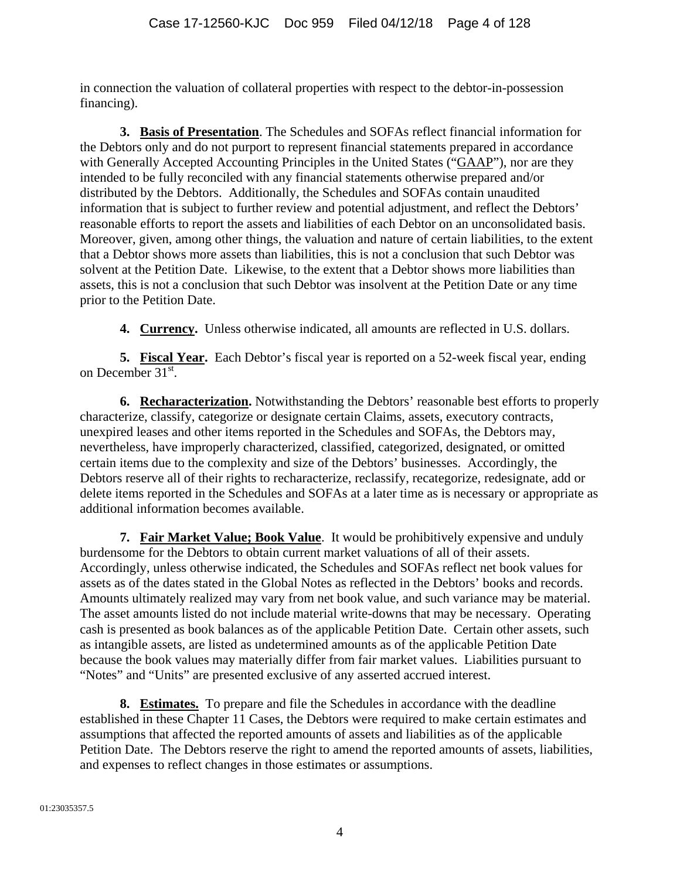in connection the valuation of collateral properties with respect to the debtor-in-possession financing).

**3. Basis of Presentation**. The Schedules and SOFAs reflect financial information for the Debtors only and do not purport to represent financial statements prepared in accordance with Generally Accepted Accounting Principles in the United States ("GAAP"), nor are they intended to be fully reconciled with any financial statements otherwise prepared and/or distributed by the Debtors. Additionally, the Schedules and SOFAs contain unaudited information that is subject to further review and potential adjustment, and reflect the Debtors' reasonable efforts to report the assets and liabilities of each Debtor on an unconsolidated basis. Moreover, given, among other things, the valuation and nature of certain liabilities, to the extent that a Debtor shows more assets than liabilities, this is not a conclusion that such Debtor was solvent at the Petition Date. Likewise, to the extent that a Debtor shows more liabilities than assets, this is not a conclusion that such Debtor was insolvent at the Petition Date or any time prior to the Petition Date.

**4. Currency.** Unless otherwise indicated, all amounts are reflected in U.S. dollars.

**5. Fiscal Year.** Each Debtor's fiscal year is reported on a 52-week fiscal year, ending on December 31st.

**6. Recharacterization.** Notwithstanding the Debtors' reasonable best efforts to properly characterize, classify, categorize or designate certain Claims, assets, executory contracts, unexpired leases and other items reported in the Schedules and SOFAs, the Debtors may, nevertheless, have improperly characterized, classified, categorized, designated, or omitted certain items due to the complexity and size of the Debtors' businesses. Accordingly, the Debtors reserve all of their rights to recharacterize, reclassify, recategorize, redesignate, add or delete items reported in the Schedules and SOFAs at a later time as is necessary or appropriate as additional information becomes available.

**7. Fair Market Value; Book Value**. It would be prohibitively expensive and unduly burdensome for the Debtors to obtain current market valuations of all of their assets. Accordingly, unless otherwise indicated, the Schedules and SOFAs reflect net book values for assets as of the dates stated in the Global Notes as reflected in the Debtors' books and records. Amounts ultimately realized may vary from net book value, and such variance may be material. The asset amounts listed do not include material write-downs that may be necessary. Operating cash is presented as book balances as of the applicable Petition Date. Certain other assets, such as intangible assets, are listed as undetermined amounts as of the applicable Petition Date because the book values may materially differ from fair market values. Liabilities pursuant to "Notes" and "Units" are presented exclusive of any asserted accrued interest.

**8. Estimates.** To prepare and file the Schedules in accordance with the deadline established in these Chapter 11 Cases, the Debtors were required to make certain estimates and assumptions that affected the reported amounts of assets and liabilities as of the applicable Petition Date. The Debtors reserve the right to amend the reported amounts of assets, liabilities, and expenses to reflect changes in those estimates or assumptions.

01:23035357.5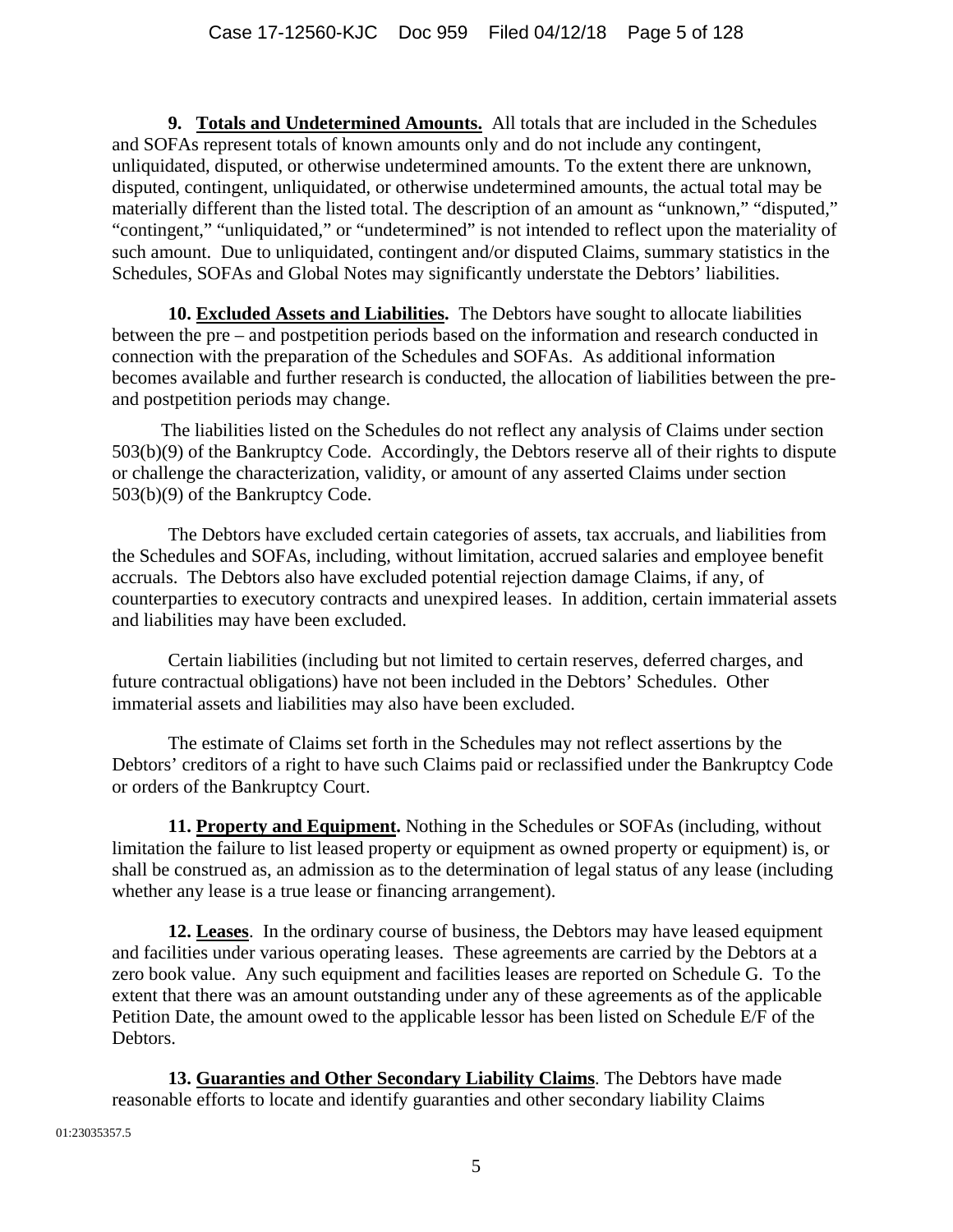**9. Totals and Undetermined Amounts.** All totals that are included in the Schedules and SOFAs represent totals of known amounts only and do not include any contingent, unliquidated, disputed, or otherwise undetermined amounts. To the extent there are unknown, disputed, contingent, unliquidated, or otherwise undetermined amounts, the actual total may be materially different than the listed total. The description of an amount as "unknown," "disputed," "contingent," "unliquidated," or "undetermined" is not intended to reflect upon the materiality of such amount. Due to unliquidated, contingent and/or disputed Claims, summary statistics in the Schedules, SOFAs and Global Notes may significantly understate the Debtors' liabilities.

**10. Excluded Assets and Liabilities.** The Debtors have sought to allocate liabilities between the pre – and postpetition periods based on the information and research conducted in connection with the preparation of the Schedules and SOFAs. As additional information becomes available and further research is conducted, the allocation of liabilities between the pre- and postpetition periods may change.

The liabilities listed on the Schedules do not reflect any analysis of Claims under section 503(b)(9) of the Bankruptcy Code. Accordingly, the Debtors reserve all of their rights to dispute or challenge the characterization, validity, or amount of any asserted Claims under section 503(b)(9) of the Bankruptcy Code.

The Debtors have excluded certain categories of assets, tax accruals, and liabilities from the Schedules and SOFAs, including, without limitation, accrued salaries and employee benefit accruals. The Debtors also have excluded potential rejection damage Claims, if any, of counterparties to executory contracts and unexpired leases. In addition, certain immaterial assets and liabilities may have been excluded.

Certain liabilities (including but not limited to certain reserves, deferred charges, and future contractual obligations) have not been included in the Debtors' Schedules. Other immaterial assets and liabilities may also have been excluded.

The estimate of Claims set forth in the Schedules may not reflect assertions by the Debtors' creditors of a right to have such Claims paid or reclassified under the Bankruptcy Code or orders of the Bankruptcy Court.

**11. Property and Equipment.** Nothing in the Schedules or SOFAs (including, without limitation the failure to list leased property or equipment as owned property or equipment) is, or shall be construed as, an admission as to the determination of legal status of any lease (including whether any lease is a true lease or financing arrangement).

**12. Leases**. In the ordinary course of business, the Debtors may have leased equipment and facilities under various operating leases. These agreements are carried by the Debtors at a zero book value. Any such equipment and facilities leases are reported on Schedule G. To the extent that there was an amount outstanding under any of these agreements as of the applicable Petition Date, the amount owed to the applicable lessor has been listed on Schedule E/F of the Debtors.

**13. Guaranties and Other Secondary Liability Claims**. The Debtors have made reasonable efforts to locate and identify guaranties and other secondary liability Claims

01:23035357.5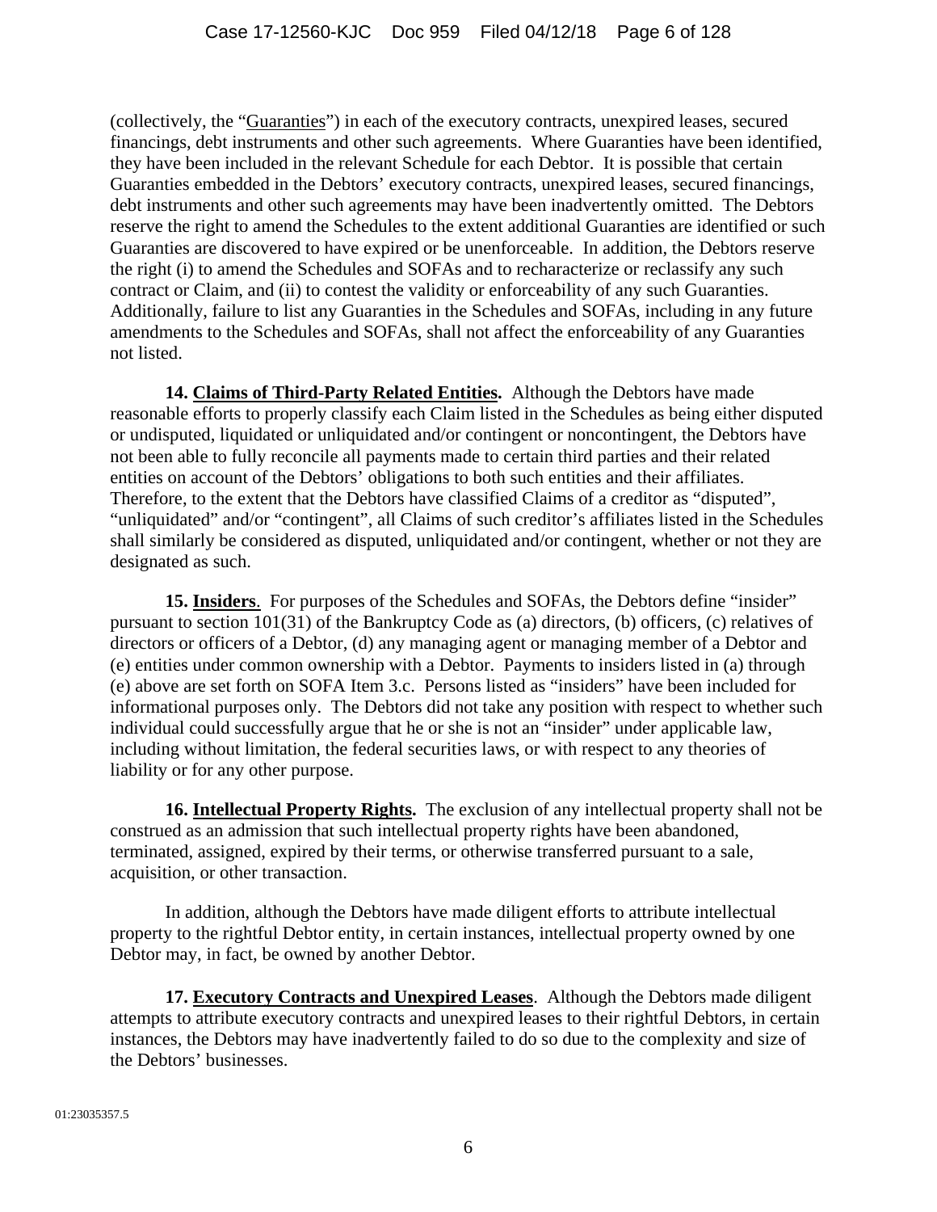(collectively, the "Guaranties") in each of the executory contracts, unexpired leases, secured financings, debt instruments and other such agreements. Where Guaranties have been identified, they have been included in the relevant Schedule for each Debtor. It is possible that certain Guaranties embedded in the Debtors' executory contracts, unexpired leases, secured financings, debt instruments and other such agreements may have been inadvertently omitted. The Debtors reserve the right to amend the Schedules to the extent additional Guaranties are identified or such Guaranties are discovered to have expired or be unenforceable. In addition, the Debtors reserve the right (i) to amend the Schedules and SOFAs and to recharacterize or reclassify any such contract or Claim, and (ii) to contest the validity or enforceability of any such Guaranties. Additionally, failure to list any Guaranties in the Schedules and SOFAs, including in any future amendments to the Schedules and SOFAs, shall not affect the enforceability of any Guaranties not listed.

**14. Claims of Third-Party Related Entities.** Although the Debtors have made reasonable efforts to properly classify each Claim listed in the Schedules as being either disputed or undisputed, liquidated or unliquidated and/or contingent or noncontingent, the Debtors have not been able to fully reconcile all payments made to certain third parties and their related entities on account of the Debtors' obligations to both such entities and their affiliates. Therefore, to the extent that the Debtors have classified Claims of a creditor as "disputed", "unliquidated" and/or "contingent", all Claims of such creditor's affiliates listed in the Schedules shall similarly be considered as disputed, unliquidated and/or contingent, whether or not they are designated as such.

**15. Insiders**. For purposes of the Schedules and SOFAs, the Debtors define "insider" pursuant to section 101(31) of the Bankruptcy Code as (a) directors, (b) officers, (c) relatives of directors or officers of a Debtor, (d) any managing agent or managing member of a Debtor and (e) entities under common ownership with a Debtor. Payments to insiders listed in (a) through (e) above are set forth on SOFA Item 3.c. Persons listed as "insiders" have been included for informational purposes only. The Debtors did not take any position with respect to whether such individual could successfully argue that he or she is not an "insider" under applicable law, including without limitation, the federal securities laws, or with respect to any theories of liability or for any other purpose.

**16. Intellectual Property Rights.** The exclusion of any intellectual property shall not be construed as an admission that such intellectual property rights have been abandoned, terminated, assigned, expired by their terms, or otherwise transferred pursuant to a sale, acquisition, or other transaction.

In addition, although the Debtors have made diligent efforts to attribute intellectual property to the rightful Debtor entity, in certain instances, intellectual property owned by one Debtor may, in fact, be owned by another Debtor.

**17. Executory Contracts and Unexpired Leases**. Although the Debtors made diligent attempts to attribute executory contracts and unexpired leases to their rightful Debtors, in certain instances, the Debtors may have inadvertently failed to do so due to the complexity and size of the Debtors' businesses.

01:23035357.5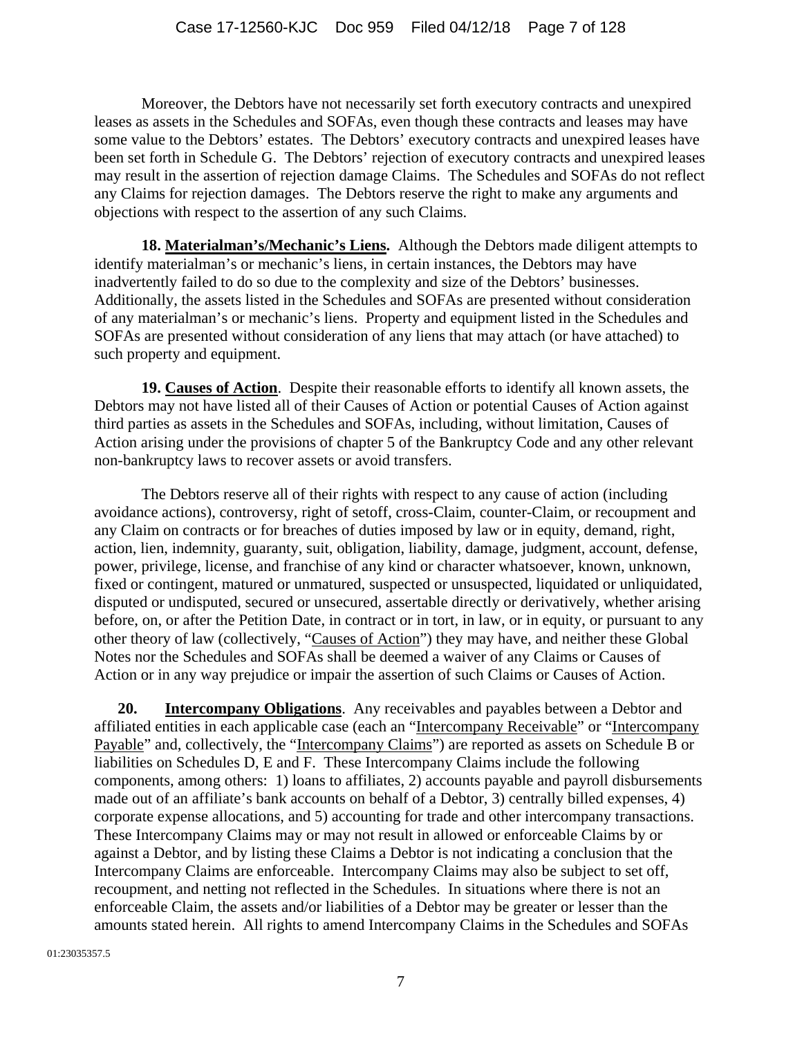Moreover, the Debtors have not necessarily set forth executory contracts and unexpired leases as assets in the Schedules and SOFAs, even though these contracts and leases may have some value to the Debtors' estates. The Debtors' executory contracts and unexpired leases have been set forth in Schedule G. The Debtors' rejection of executory contracts and unexpired leases may result in the assertion of rejection damage Claims. The Schedules and SOFAs do not reflect any Claims for rejection damages. The Debtors reserve the right to make any arguments and objections with respect to the assertion of any such Claims.

**18. Materialman's/Mechanic's Liens.** Although the Debtors made diligent attempts to identify materialman's or mechanic's liens, in certain instances, the Debtors may have inadvertently failed to do so due to the complexity and size of the Debtors' businesses. Additionally, the assets listed in the Schedules and SOFAs are presented without consideration of any materialman's or mechanic's liens. Property and equipment listed in the Schedules and SOFAs are presented without consideration of any liens that may attach (or have attached) to such property and equipment.

**19. Causes of Action**. Despite their reasonable efforts to identify all known assets, the Debtors may not have listed all of their Causes of Action or potential Causes of Action against third parties as assets in the Schedules and SOFAs, including, without limitation, Causes of Action arising under the provisions of chapter 5 of the Bankruptcy Code and any other relevant non-bankruptcy laws to recover assets or avoid transfers.

The Debtors reserve all of their rights with respect to any cause of action (including avoidance actions), controversy, right of setoff, cross-Claim, counter-Claim, or recoupment and any Claim on contracts or for breaches of duties imposed by law or in equity, demand, right, action, lien, indemnity, guaranty, suit, obligation, liability, damage, judgment, account, defense, power, privilege, license, and franchise of any kind or character whatsoever, known, unknown, fixed or contingent, matured or unmatured, suspected or unsuspected, liquidated or unliquidated, disputed or undisputed, secured or unsecured, assertable directly or derivatively, whether arising before, on, or after the Petition Date, in contract or in tort, in law, or in equity, or pursuant to any other theory of law (collectively, "Causes of Action") they may have, and neither these Global Notes nor the Schedules and SOFAs shall be deemed a waiver of any Claims or Causes of Action or in any way prejudice or impair the assertion of such Claims or Causes of Action.

**20. Intercompany Obligations**. Any receivables and payables between a Debtor and affiliated entities in each applicable case (each an "Intercompany Receivable" or "Intercompany Payable" and, collectively, the "Intercompany Claims") are reported as assets on Schedule B or liabilities on Schedules D, E and F. These Intercompany Claims include the following components, among others: 1) loans to affiliates, 2) accounts payable and payroll disbursements made out of an affiliate's bank accounts on behalf of a Debtor, 3) centrally billed expenses, 4) corporate expense allocations, and 5) accounting for trade and other intercompany transactions. These Intercompany Claims may or may not result in allowed or enforceable Claims by or against a Debtor, and by listing these Claims a Debtor is not indicating a conclusion that the Intercompany Claims are enforceable. Intercompany Claims may also be subject to set off, recoupment, and netting not reflected in the Schedules. In situations where there is not an enforceable Claim, the assets and/or liabilities of a Debtor may be greater or lesser than the amounts stated herein. All rights to amend Intercompany Claims in the Schedules and SOFAs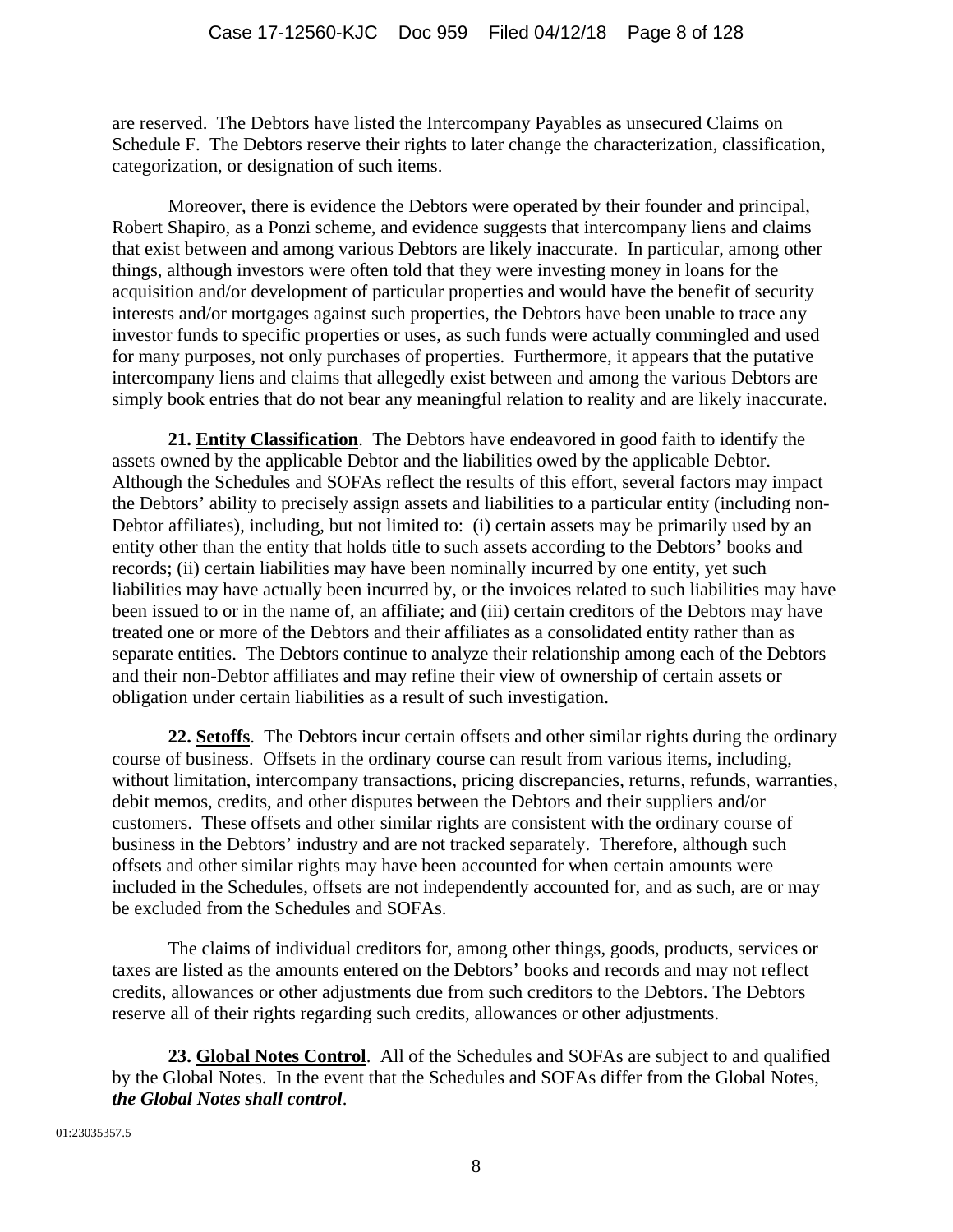are reserved. The Debtors have listed the Intercompany Payables as unsecured Claims on Schedule F. The Debtors reserve their rights to later change the characterization, classification, categorization, or designation of such items.

Moreover, there is evidence the Debtors were operated by their founder and principal, Robert Shapiro, as a Ponzi scheme, and evidence suggests that intercompany liens and claims that exist between and among various Debtors are likely inaccurate. In particular, among other things, although investors were often told that they were investing money in loans for the acquisition and/or development of particular properties and would have the benefit of security interests and/or mortgages against such properties, the Debtors have been unable to trace any investor funds to specific properties or uses, as such funds were actually commingled and used for many purposes, not only purchases of properties. Furthermore, it appears that the putative intercompany liens and claims that allegedly exist between and among the various Debtors are simply book entries that do not bear any meaningful relation to reality and are likely inaccurate.

**21. Entity Classification**. The Debtors have endeavored in good faith to identify the assets owned by the applicable Debtor and the liabilities owed by the applicable Debtor. Although the Schedules and SOFAs reflect the results of this effort, several factors may impact the Debtors' ability to precisely assign assets and liabilities to a particular entity (including non-Debtor affiliates), including, but not limited to: (i) certain assets may be primarily used by an entity other than the entity that holds title to such assets according to the Debtors' books and records; (ii) certain liabilities may have been nominally incurred by one entity, yet such liabilities may have actually been incurred by, or the invoices related to such liabilities may have been issued to or in the name of, an affiliate; and (iii) certain creditors of the Debtors may have treated one or more of the Debtors and their affiliates as a consolidated entity rather than as separate entities. The Debtors continue to analyze their relationship among each of the Debtors and their non-Debtor affiliates and may refine their view of ownership of certain assets or obligation under certain liabilities as a result of such investigation.

**22. Setoffs**. The Debtors incur certain offsets and other similar rights during the ordinary course of business. Offsets in the ordinary course can result from various items, including, without limitation, intercompany transactions, pricing discrepancies, returns, refunds, warranties, debit memos, credits, and other disputes between the Debtors and their suppliers and/or customers. These offsets and other similar rights are consistent with the ordinary course of business in the Debtors' industry and are not tracked separately. Therefore, although such offsets and other similar rights may have been accounted for when certain amounts were included in the Schedules, offsets are not independently accounted for, and as such, are or may be excluded from the Schedules and SOFAs.

The claims of individual creditors for, among other things, goods, products, services or taxes are listed as the amounts entered on the Debtors' books and records and may not reflect credits, allowances or other adjustments due from such creditors to the Debtors. The Debtors reserve all of their rights regarding such credits, allowances or other adjustments.

**23. Global Notes Control**. All of the Schedules and SOFAs are subject to and qualified by the Global Notes. In the event that the Schedules and SOFAs differ from the Global Notes, ***the Global Notes shall control***.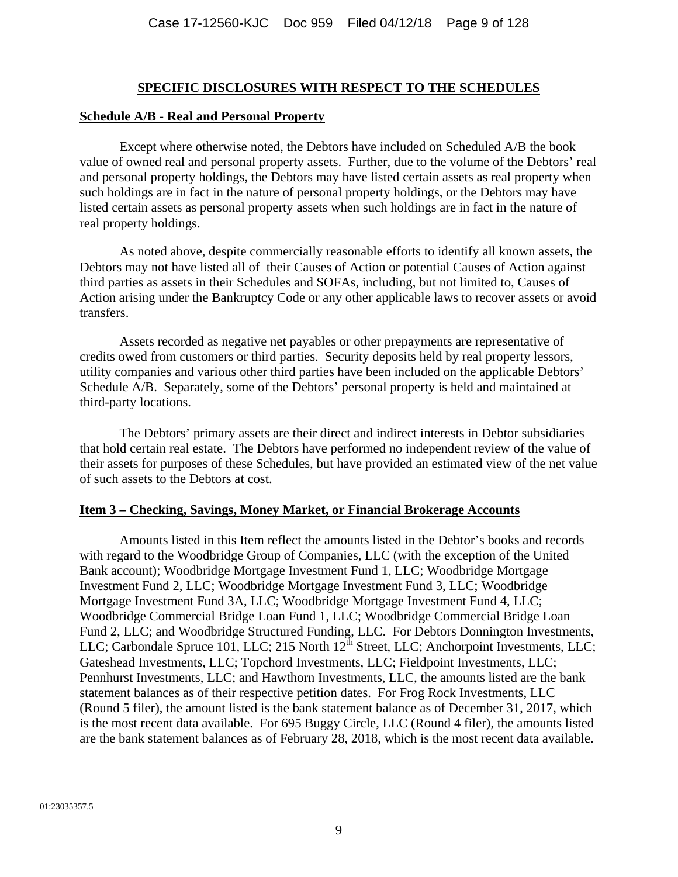## SPECIFIC DISCLOSURES WITH RESPECT TO THE SCHEDULES

### Schedule A/B - Real and Personal Property

Except where otherwise noted, the Debtors have included on Scheduled A/B the book value of owned real and personal property assets. Further, due to the volume of the Debtors' real and personal property holdings, the Debtors may have listed certain assets as real property when such holdings are in fact in the nature of personal property holdings, or the Debtors may have listed certain assets as personal property assets when such holdings are in fact in the nature of real property holdings.

As noted above, despite commercially reasonable efforts to identify all known assets, the Debtors may not have listed all of their Causes of Action or potential Causes of Action against third parties as assets in their Schedules and SOFAs, including, but not limited to, Causes of Action arising under the Bankruptcy Code or any other applicable laws to recover assets or avoid transfers.

Assets recorded as negative net payables or other prepayments are representative of credits owed from customers or third parties. Security deposits held by real property lessors, utility companies and various other third parties have been included on the applicable Debtors' Schedule A/B. Separately, some of the Debtors' personal property is held and maintained at third-party locations.

The Debtors' primary assets are their direct and indirect interests in Debtor subsidiaries that hold certain real estate. The Debtors have performed no independent review of the value of their assets for purposes of these Schedules, but have provided an estimated view of the net value of such assets to the Debtors at cost.

### Item 3 – Checking, Savings, Money Market, or Financial Brokerage Accounts

Amounts listed in this Item reflect the amounts listed in the Debtor's books and records with regard to the Woodbridge Group of Companies, LLC (with the exception of the United Bank account); Woodbridge Mortgage Investment Fund 1, LLC; Woodbridge Mortgage Investment Fund 2, LLC; Woodbridge Mortgage Investment Fund 3, LLC; Woodbridge Mortgage Investment Fund 3A, LLC; Woodbridge Mortgage Investment Fund 4, LLC; Woodbridge Commercial Bridge Loan Fund 1, LLC; Woodbridge Commercial Bridge Loan Fund 2, LLC; and Woodbridge Structured Funding, LLC. For Debtors Donnington Investments, LLC; Carbondale Spruce 101, LLC; 215 North 12th Street, LLC; Anchorpoint Investments, LLC; Gateshead Investments, LLC; Topchord Investments, LLC; Fieldpoint Investments, LLC; Pennhurst Investments, LLC; and Hawthorn Investments, LLC, the amounts listed are the bank statement balances as of their respective petition dates. For Frog Rock Investments, LLC (Round 5 filer), the amount listed is the bank statement balance as of December 31, 2017, which is the most recent data available. For 695 Buggy Circle, LLC (Round 4 filer), the amounts listed are the bank statement balances as of February 28, 2018, which is the most recent data available.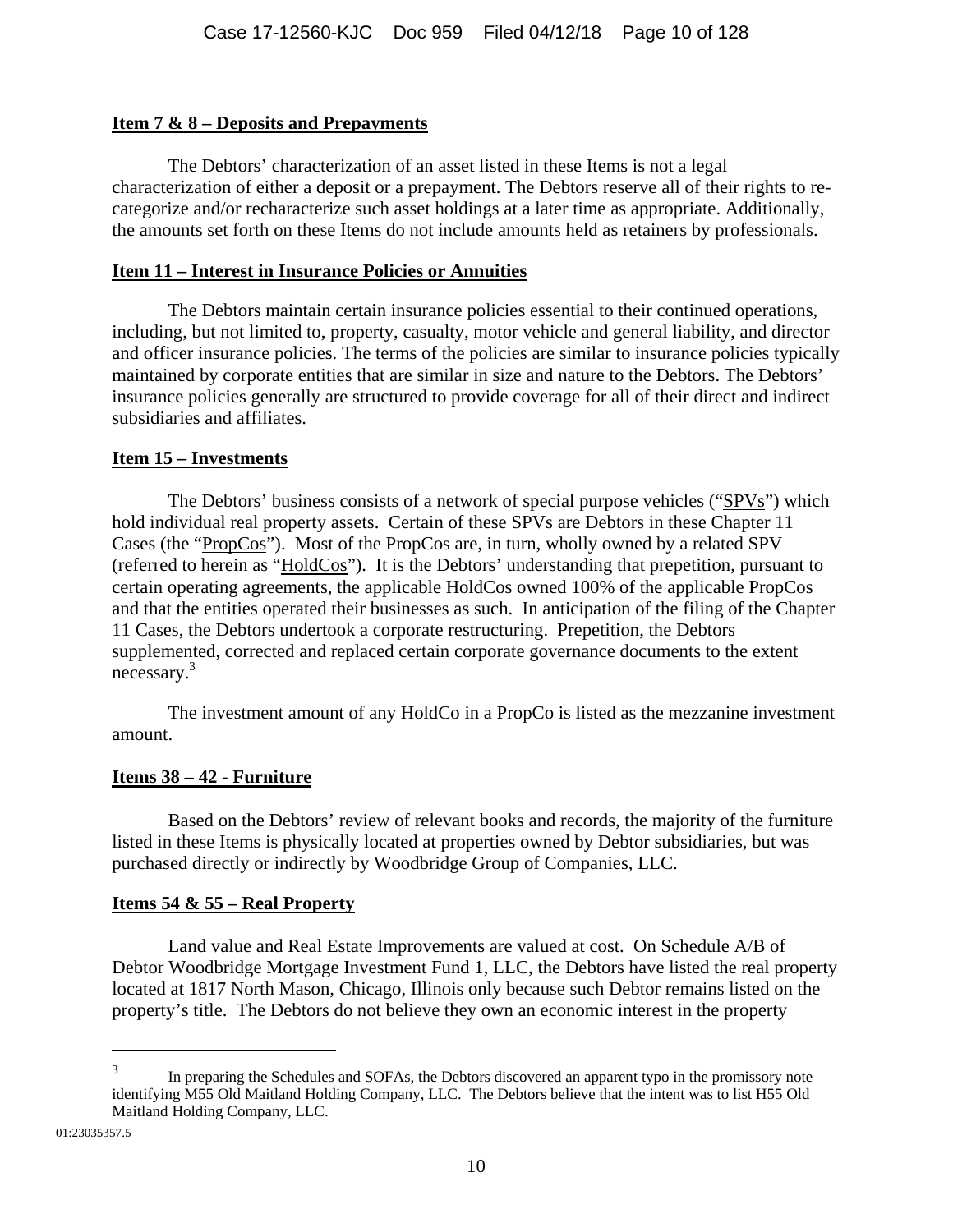**Item 7 & 8 – Deposits and Prepayments**

The Debtors' characterization of an asset listed in these Items is not a legal characterization of either a deposit or a prepayment. The Debtors reserve all of their rights to re-categorize and/or recharacterize such asset holdings at a later time as appropriate. Additionally, the amounts set forth on these Items do not include amounts held as retainers by professionals.

**Item 11 – Interest in Insurance Policies or Annuities**

The Debtors maintain certain insurance policies essential to their continued operations, including, but not limited to, property, casualty, motor vehicle and general liability, and director and officer insurance policies. The terms of the policies are similar to insurance policies typically maintained by corporate entities that are similar in size and nature to the Debtors. The Debtors' insurance policies generally are structured to provide coverage for all of their direct and indirect subsidiaries and affiliates.

**Item 15 – Investments**

The Debtors' business consists of a network of special purpose vehicles ("SPVs") which hold individual real property assets. Certain of these SPVs are Debtors in these Chapter 11 Cases (the "PropCos"). Most of the PropCos are, in turn, wholly owned by a related SPV (referred to herein as "HoldCos"). It is the Debtors' understanding that prepetition, pursuant to certain operating agreements, the applicable HoldCos owned 100% of the applicable PropCos and that the entities operated their businesses as such. In anticipation of the filing of the Chapter 11 Cases, the Debtors undertook a corporate restructuring. Prepetition, the Debtors supplemented, corrected and replaced certain corporate governance documents to the extent necessary.[3]

The investment amount of any HoldCo in a PropCo is listed as the mezzanine investment amount.

**Items 38 – 42 - Furniture**

Based on the Debtors' review of relevant books and records, the majority of the furniture listed in these Items is physically located at properties owned by Debtor subsidiaries, but was purchased directly or indirectly by Woodbridge Group of Companies, LLC.

**Items 54 & 55 – Real Property**

Land value and Real Estate Improvements are valued at cost. On Schedule A/B of Debtor Woodbridge Mortgage Investment Fund 1, LLC, the Debtors have listed the real property located at 1817 North Mason, Chicago, Illinois only because such Debtor remains listed on the property's title. The Debtors do not believe they own an economic interest in the property

---

[3] In preparing the Schedules and SOFAs, the Debtors discovered an apparent typo in the promissory note identifying M55 Old Maitland Holding Company, LLC. The Debtors believe that the intent was to list H55 Old Maitland Holding Company, LLC.

01:23035357.5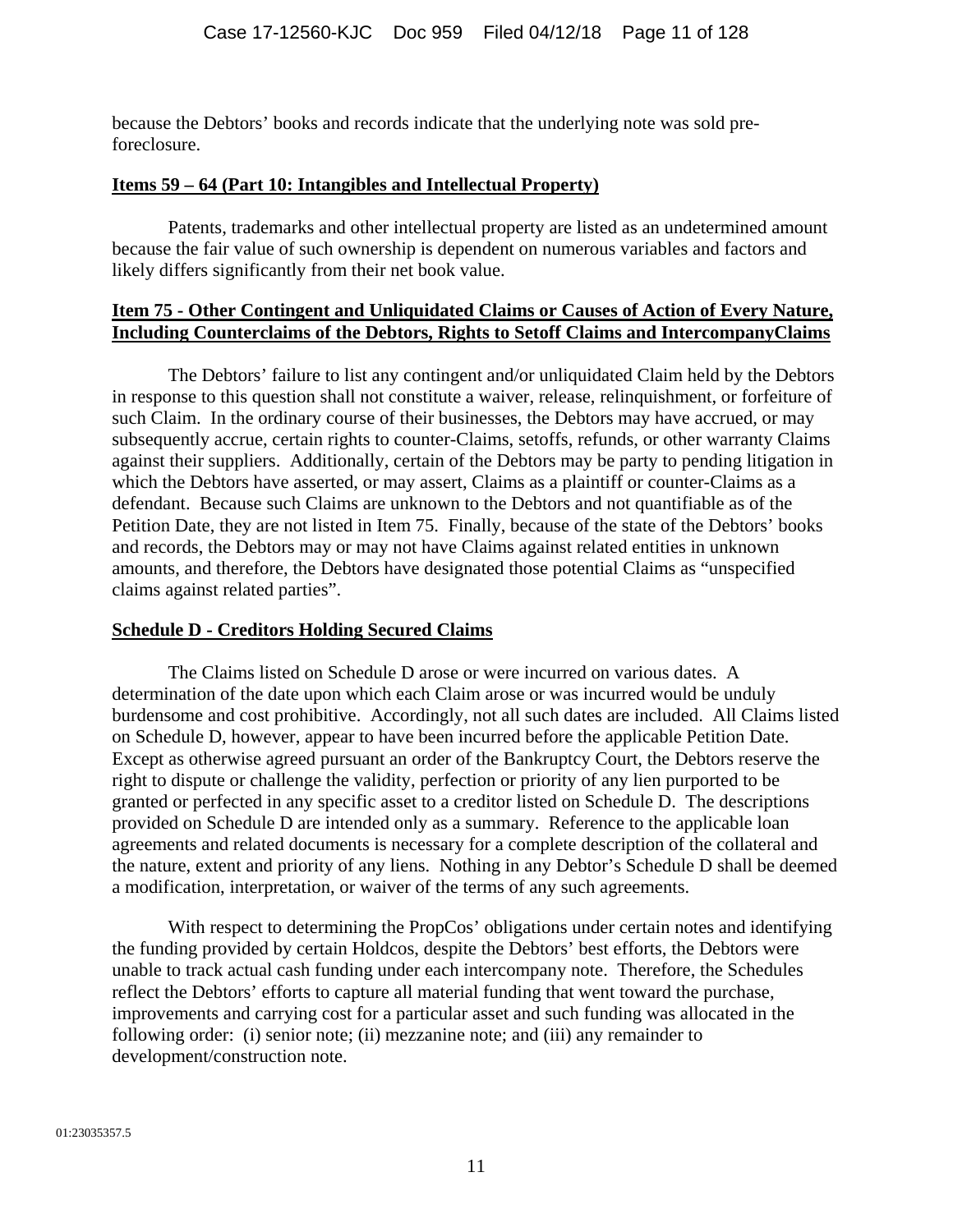because the Debtors' books and records indicate that the underlying note was sold pre-foreclosure.

**Items 59 – 64 (Part 10: Intangibles and Intellectual Property)**

Patents, trademarks and other intellectual property are listed as an undetermined amount because the fair value of such ownership is dependent on numerous variables and factors and likely differs significantly from their net book value.

**Item 75 - Other Contingent and Unliquidated Claims or Causes of Action of Every Nature, Including Counterclaims of the Debtors, Rights to Setoff Claims and IntercompanyClaims**

The Debtors' failure to list any contingent and/or unliquidated Claim held by the Debtors in response to this question shall not constitute a waiver, release, relinquishment, or forfeiture of such Claim. In the ordinary course of their businesses, the Debtors may have accrued, or may subsequently accrue, certain rights to counter-Claims, setoffs, refunds, or other warranty Claims against their suppliers. Additionally, certain of the Debtors may be party to pending litigation in which the Debtors have asserted, or may assert, Claims as a plaintiff or counter-Claims as a defendant. Because such Claims are unknown to the Debtors and not quantifiable as of the Petition Date, they are not listed in Item 75. Finally, because of the state of the Debtors' books and records, the Debtors may or may not have Claims against related entities in unknown amounts, and therefore, the Debtors have designated those potential Claims as "unspecified claims against related parties".

**Schedule D - Creditors Holding Secured Claims**

The Claims listed on Schedule D arose or were incurred on various dates. A determination of the date upon which each Claim arose or was incurred would be unduly burdensome and cost prohibitive. Accordingly, not all such dates are included. All Claims listed on Schedule D, however, appear to have been incurred before the applicable Petition Date. Except as otherwise agreed pursuant an order of the Bankruptcy Court, the Debtors reserve the right to dispute or challenge the validity, perfection or priority of any lien purported to be granted or perfected in any specific asset to a creditor listed on Schedule D. The descriptions provided on Schedule D are intended only as a summary. Reference to the applicable loan agreements and related documents is necessary for a complete description of the collateral and the nature, extent and priority of any liens. Nothing in any Debtor's Schedule D shall be deemed a modification, interpretation, or waiver of the terms of any such agreements.

With respect to determining the PropCos' obligations under certain notes and identifying the funding provided by certain Holdcos, despite the Debtors' best efforts, the Debtors were unable to track actual cash funding under each intercompany note. Therefore, the Schedules reflect the Debtors' efforts to capture all material funding that went toward the purchase, improvements and carrying cost for a particular asset and such funding was allocated in the following order: (i) senior note; (ii) mezzanine note; and (iii) any remainder to development/construction note.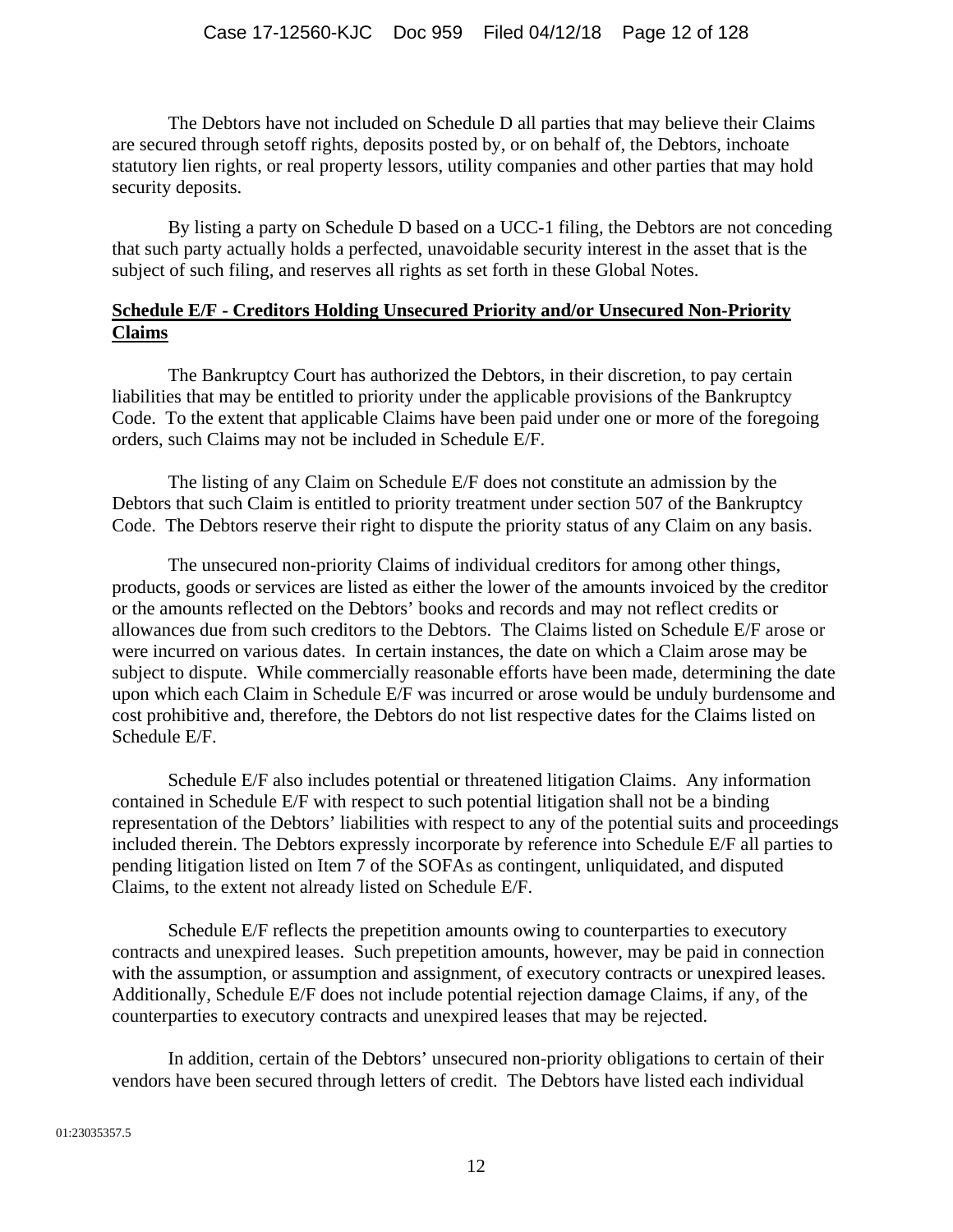The Debtors have not included on Schedule D all parties that may believe their Claims are secured through setoff rights, deposits posted by, or on behalf of, the Debtors, inchoate statutory lien rights, or real property lessors, utility companies and other parties that may hold security deposits.

By listing a party on Schedule D based on a UCC-1 filing, the Debtors are not conceding that such party actually holds a perfected, unavoidable security interest in the asset that is the subject of such filing, and reserves all rights as set forth in these Global Notes.

**Schedule E/F - Creditors Holding Unsecured Priority and/or Unsecured Non-Priority Claims**

The Bankruptcy Court has authorized the Debtors, in their discretion, to pay certain liabilities that may be entitled to priority under the applicable provisions of the Bankruptcy Code. To the extent that applicable Claims have been paid under one or more of the foregoing orders, such Claims may not be included in Schedule E/F.

The listing of any Claim on Schedule E/F does not constitute an admission by the Debtors that such Claim is entitled to priority treatment under section 507 of the Bankruptcy Code. The Debtors reserve their right to dispute the priority status of any Claim on any basis.

The unsecured non-priority Claims of individual creditors for among other things, products, goods or services are listed as either the lower of the amounts invoiced by the creditor or the amounts reflected on the Debtors' books and records and may not reflect credits or allowances due from such creditors to the Debtors. The Claims listed on Schedule E/F arose or were incurred on various dates. In certain instances, the date on which a Claim arose may be subject to dispute. While commercially reasonable efforts have been made, determining the date upon which each Claim in Schedule E/F was incurred or arose would be unduly burdensome and cost prohibitive and, therefore, the Debtors do not list respective dates for the Claims listed on Schedule E/F.

Schedule E/F also includes potential or threatened litigation Claims. Any information contained in Schedule E/F with respect to such potential litigation shall not be a binding representation of the Debtors' liabilities with respect to any of the potential suits and proceedings included therein. The Debtors expressly incorporate by reference into Schedule E/F all parties to pending litigation listed on Item 7 of the SOFAs as contingent, unliquidated, and disputed Claims, to the extent not already listed on Schedule E/F.

Schedule E/F reflects the prepetition amounts owing to counterparties to executory contracts and unexpired leases. Such prepetition amounts, however, may be paid in connection with the assumption, or assumption and assignment, of executory contracts or unexpired leases. Additionally, Schedule E/F does not include potential rejection damage Claims, if any, of the counterparties to executory contracts and unexpired leases that may be rejected.

In addition, certain of the Debtors' unsecured non-priority obligations to certain of their vendors have been secured through letters of credit. The Debtors have listed each individual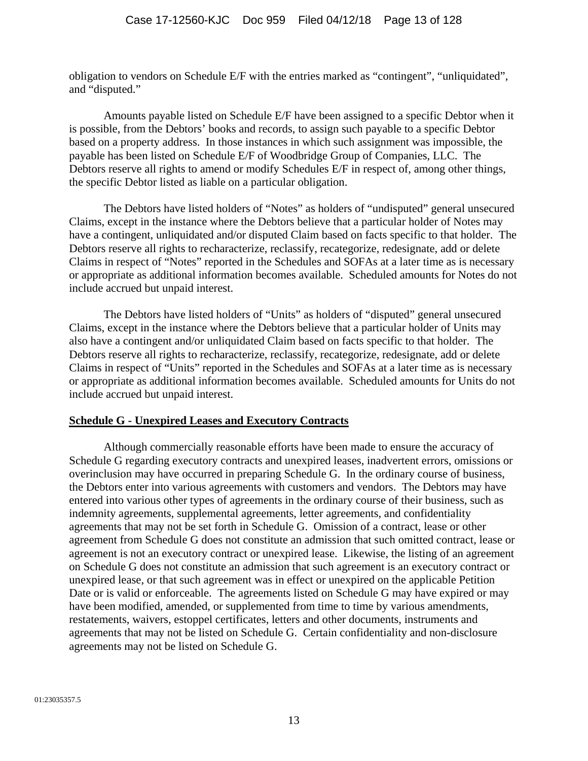obligation to vendors on Schedule E/F with the entries marked as "contingent", "unliquidated", and "disputed."

Amounts payable listed on Schedule E/F have been assigned to a specific Debtor when it is possible, from the Debtors' books and records, to assign such payable to a specific Debtor based on a property address. In those instances in which such assignment was impossible, the payable has been listed on Schedule E/F of Woodbridge Group of Companies, LLC. The Debtors reserve all rights to amend or modify Schedules E/F in respect of, among other things, the specific Debtor listed as liable on a particular obligation.

The Debtors have listed holders of "Notes" as holders of "undisputed" general unsecured Claims, except in the instance where the Debtors believe that a particular holder of Notes may have a contingent, unliquidated and/or disputed Claim based on facts specific to that holder. The Debtors reserve all rights to recharacterize, reclassify, recategorize, redesignate, add or delete Claims in respect of "Notes" reported in the Schedules and SOFAs at a later time as is necessary or appropriate as additional information becomes available. Scheduled amounts for Notes do not include accrued but unpaid interest.

The Debtors have listed holders of "Units" as holders of "disputed" general unsecured Claims, except in the instance where the Debtors believe that a particular holder of Units may also have a contingent and/or unliquidated Claim based on facts specific to that holder. The Debtors reserve all rights to recharacterize, reclassify, recategorize, redesignate, add or delete Claims in respect of "Units" reported in the Schedules and SOFAs at a later time as is necessary or appropriate as additional information becomes available. Scheduled amounts for Units do not include accrued but unpaid interest.

**Schedule G - Unexpired Leases and Executory Contracts**

Although commercially reasonable efforts have been made to ensure the accuracy of Schedule G regarding executory contracts and unexpired leases, inadvertent errors, omissions or overinclusion may have occurred in preparing Schedule G. In the ordinary course of business, the Debtors enter into various agreements with customers and vendors. The Debtors may have entered into various other types of agreements in the ordinary course of their business, such as indemnity agreements, supplemental agreements, letter agreements, and confidentiality agreements that may not be set forth in Schedule G. Omission of a contract, lease or other agreement from Schedule G does not constitute an admission that such omitted contract, lease or agreement is not an executory contract or unexpired lease. Likewise, the listing of an agreement on Schedule G does not constitute an admission that such agreement is an executory contract or unexpired lease, or that such agreement was in effect or unexpired on the applicable Petition Date or is valid or enforceable. The agreements listed on Schedule G may have expired or may have been modified, amended, or supplemented from time to time by various amendments, restatements, waivers, estoppel certificates, letters and other documents, instruments and agreements that may not be listed on Schedule G. Certain confidentiality and non-disclosure agreements may not be listed on Schedule G.

01:23035357.5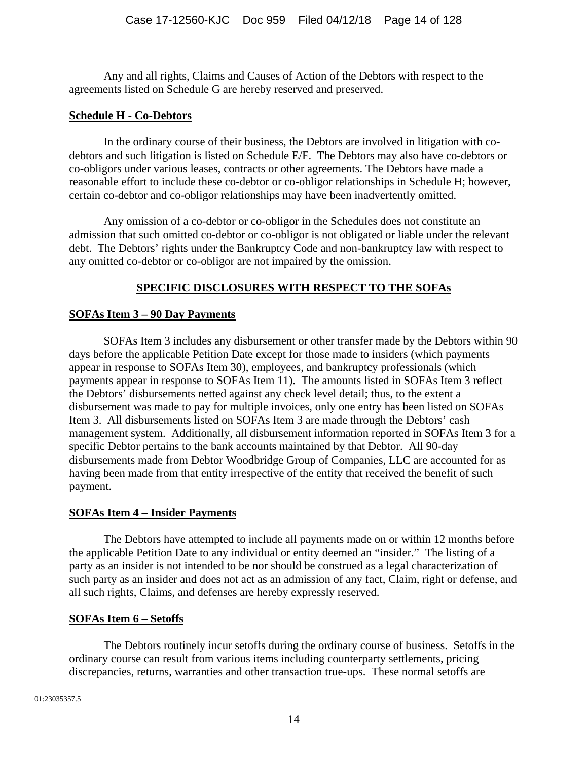Any and all rights, Claims and Causes of Action of the Debtors with respect to the agreements listed on Schedule G are hereby reserved and preserved.

**Schedule H - Co-Debtors**

In the ordinary course of their business, the Debtors are involved in litigation with co-debtors and such litigation is listed on Schedule E/F. The Debtors may also have co-debtors or co-obligors under various leases, contracts or other agreements. The Debtors have made a reasonable effort to include these co-debtor or co-obligor relationships in Schedule H; however, certain co-debtor and co-obligor relationships may have been inadvertently omitted.

Any omission of a co-debtor or co-obligor in the Schedules does not constitute an admission that such omitted co-debtor or co-obligor is not obligated or liable under the relevant debt. The Debtors' rights under the Bankruptcy Code and non-bankruptcy law with respect to any omitted co-debtor or co-obligor are not impaired by the omission.

## SPECIFIC DISCLOSURES WITH RESPECT TO THE SOFAs

**SOFAs Item 3 – 90 Day Payments**

SOFAs Item 3 includes any disbursement or other transfer made by the Debtors within 90 days before the applicable Petition Date except for those made to insiders (which payments appear in response to SOFAs Item 30), employees, and bankruptcy professionals (which payments appear in response to SOFAs Item 11). The amounts listed in SOFAs Item 3 reflect the Debtors' disbursements netted against any check level detail; thus, to the extent a disbursement was made to pay for multiple invoices, only one entry has been listed on SOFAs Item 3. All disbursements listed on SOFAs Item 3 are made through the Debtors' cash management system. Additionally, all disbursement information reported in SOFAs Item 3 for a specific Debtor pertains to the bank accounts maintained by that Debtor. All 90-day disbursements made from Debtor Woodbridge Group of Companies, LLC are accounted for as having been made from that entity irrespective of the entity that received the benefit of such payment.

**SOFAs Item 4 – Insider Payments**

The Debtors have attempted to include all payments made on or within 12 months before the applicable Petition Date to any individual or entity deemed an "insider." The listing of a party as an insider is not intended to be nor should be construed as a legal characterization of such party as an insider and does not act as an admission of any fact, Claim, right or defense, and all such rights, Claims, and defenses are hereby expressly reserved.

**SOFAs Item 6 – Setoffs**

The Debtors routinely incur setoffs during the ordinary course of business. Setoffs in the ordinary course can result from various items including counterparty settlements, pricing discrepancies, returns, warranties and other transaction true-ups. These normal setoffs are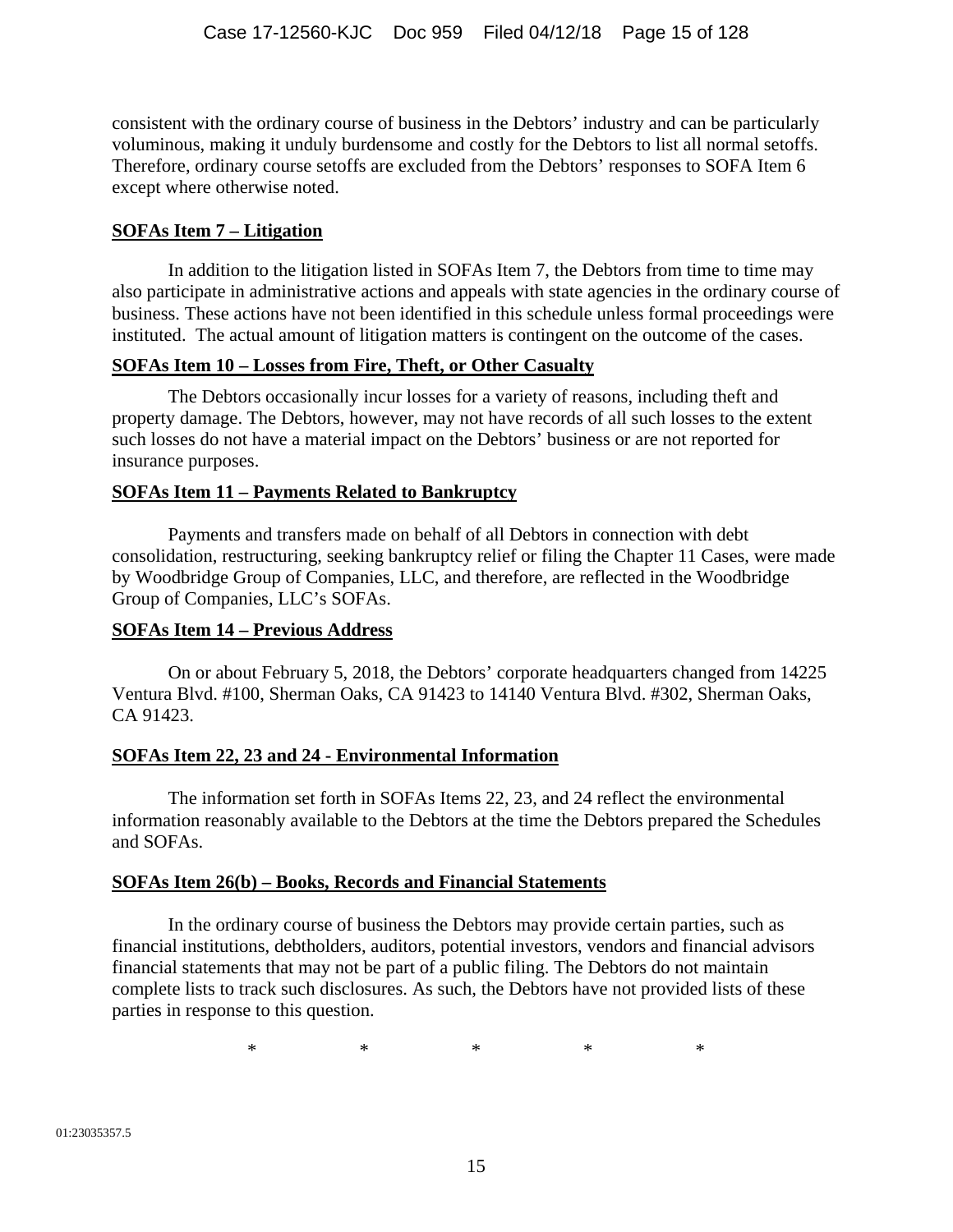consistent with the ordinary course of business in the Debtors' industry and can be particularly voluminous, making it unduly burdensome and costly for the Debtors to list all normal setoffs. Therefore, ordinary course setoffs are excluded from the Debtors' responses to SOFA Item 6 except where otherwise noted.

**SOFAs Item 7 – Litigation**

In addition to the litigation listed in SOFAs Item 7, the Debtors from time to time may also participate in administrative actions and appeals with state agencies in the ordinary course of business. These actions have not been identified in this schedule unless formal proceedings were instituted. The actual amount of litigation matters is contingent on the outcome of the cases.

**SOFAs Item 10 – Losses from Fire, Theft, or Other Casualty**

The Debtors occasionally incur losses for a variety of reasons, including theft and property damage. The Debtors, however, may not have records of all such losses to the extent such losses do not have a material impact on the Debtors' business or are not reported for insurance purposes.

**SOFAs Item 11 – Payments Related to Bankruptcy**

Payments and transfers made on behalf of all Debtors in connection with debt consolidation, restructuring, seeking bankruptcy relief or filing the Chapter 11 Cases, were made by Woodbridge Group of Companies, LLC, and therefore, are reflected in the Woodbridge Group of Companies, LLC's SOFAs.

**SOFAs Item 14 – Previous Address**

On or about February 5, 2018, the Debtors' corporate headquarters changed from 14225 Ventura Blvd. #100, Sherman Oaks, CA 91423 to 14140 Ventura Blvd. #302, Sherman Oaks, CA 91423.

**SOFAs Item 22, 23 and 24 - Environmental Information**

The information set forth in SOFAs Items 22, 23, and 24 reflect the environmental information reasonably available to the Debtors at the time the Debtors prepared the Schedules and SOFAs.

**SOFAs Item 26(b) – Books, Records and Financial Statements**

In the ordinary course of business the Debtors may provide certain parties, such as financial institutions, debtholders, auditors, potential investors, vendors and financial advisors financial statements that may not be part of a public filing. The Debtors do not maintain complete lists to track such disclosures. As such, the Debtors have not provided lists of these parties in response to this question.

\*        \*        \*        \*        \*

01:23035357.5